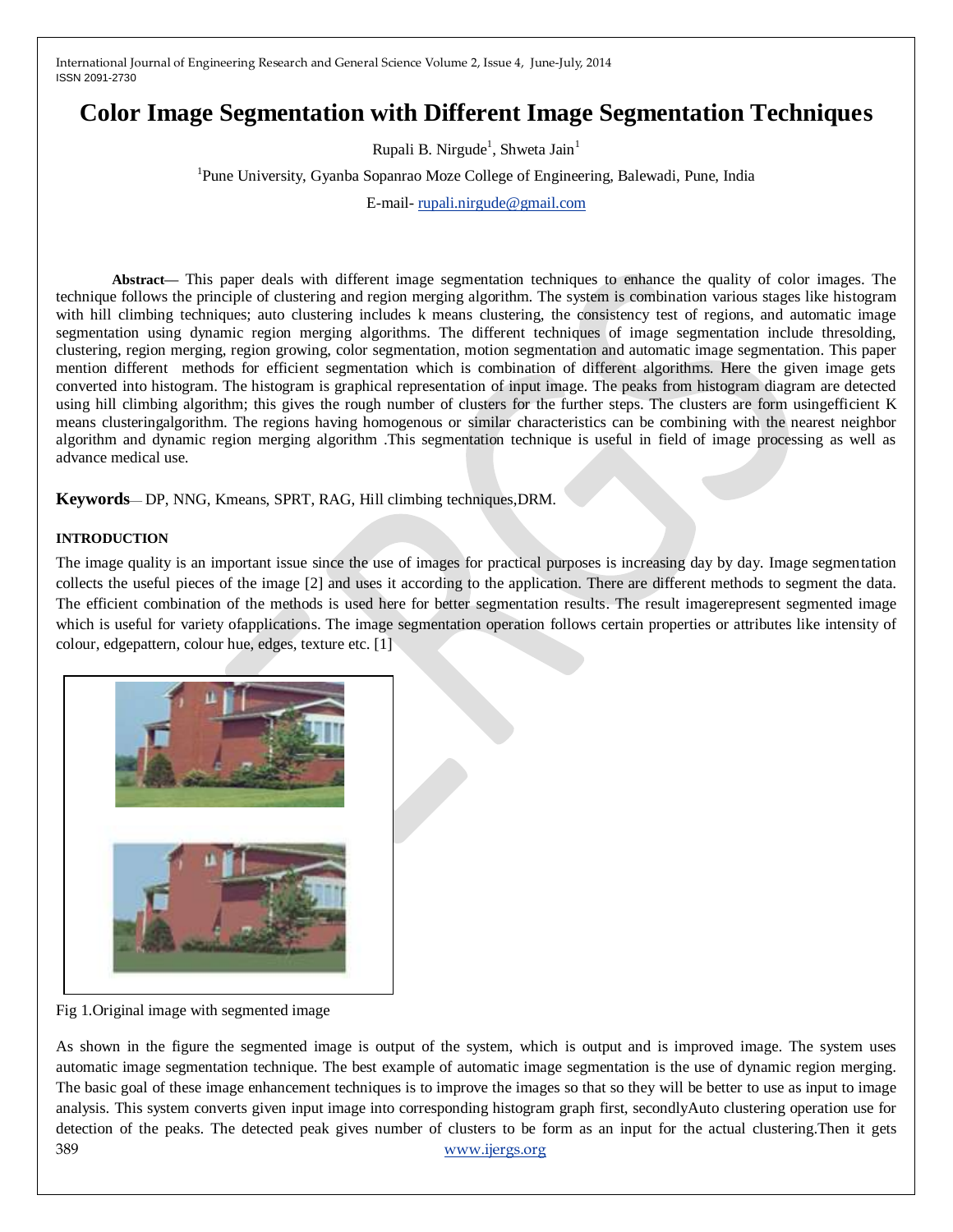# Color Image Segmentation with Different Image Segmentation Techniques

Rupali B. Nirgude[1], Shweta Jain[1]

[1]Pune University, Gyanba Sopanrao Moze College of Engineering, Balewadi, Pune, India

E-mail- rupali.nirgude@gmail.com

**Abstract—** This paper deals with different image segmentation techniques to enhance the quality of color images. The technique follows the principle of clustering and region merging algorithm. The system is combination various stages like histogram with hill climbing techniques; auto clustering includes k means clustering, the consistency test of regions, and automatic image segmentation using dynamic region merging algorithms. The different techniques of image segmentation include thresolding, clustering, region merging, region growing, color segmentation, motion segmentation and automatic image segmentation. This paper mention different methods for efficient segmentation which is combination of different algorithms. Here the given image gets converted into histogram. The histogram is graphical representation of input image. The peaks from histogram diagram are detected using hill climbing algorithm; this gives the rough number of clusters for the further steps. The clusters are form usingefficient K means clusteringalgorithm. The regions having homogenous or similar characteristics can be combining with the nearest neighbor algorithm and dynamic region merging algorithm .This segmentation technique is useful in field of image processing as well as advance medical use.

**Keywords**— DP, NNG, Kmeans, SPRT, RAG, Hill climbing techniques,DRM.

## INTRODUCTION

The image quality is an important issue since the use of images for practical purposes is increasing day by day. Image segmentation collects the useful pieces of the image [2] and uses it according to the application. There are different methods to segment the data. The efficient combination of the methods is used here for better segmentation results. The result imagerepresent segmented image which is useful for variety ofapplications. The image segmentation operation follows certain properties or attributes like intensity of colour, edgepattern, colour hue, edges, texture etc. [1]

Fig 1.Original image with segmented image

As shown in the figure the segmented image is output of the system, which is output and is improved image. The system uses automatic image segmentation technique. The best example of automatic image segmentation is the use of dynamic region merging. The basic goal of these image enhancement techniques is to improve the images so that so they will be better to use as input to image analysis. This system converts given input image into corresponding histogram graph first, secondlyAuto clustering operation use for detection of the peaks. The detected peak gives number of clusters to be form as an input for the actual clustering.Then it gets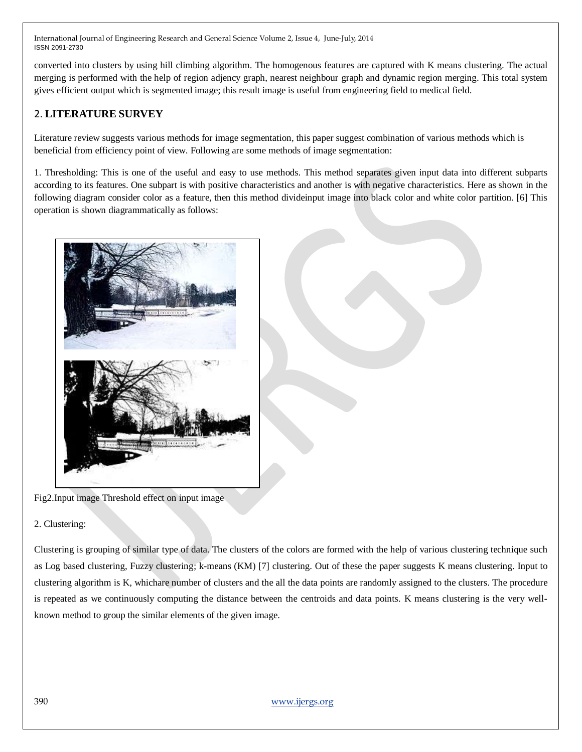converted into clusters by using hill climbing algorithm. The homogenous features are captured with K means clustering. The actual merging is performed with the help of region adjency graph, nearest neighbour graph and dynamic region merging. This total system gives efficient output which is segmented image; this result image is useful from engineering field to medical field.

## 2. LITERATURE SURVEY

Literature review suggests various methods for image segmentation, this paper suggest combination of various methods which is beneficial from efficiency point of view. Following are some methods of image segmentation:

1. Thresholding: This is one of the useful and easy to use methods. This method separates given input data into different subparts according to its features. One subpart is with positive characteristics and another is with negative characteristics. Here as shown in the following diagram consider color as a feature, then this method divideinput image into black color and white color partition. [6] This operation is shown diagrammatically as follows:

Fig2.Input image Threshold effect on input image

2. Clustering:

Clustering is grouping of similar type of data. The clusters of the colors are formed with the help of various clustering technique such as Log based clustering, Fuzzy clustering; k-means (KM) [7] clustering. Out of these the paper suggests K means clustering. Input to clustering algorithm is K, whichare number of clusters and the all the data points are randomly assigned to the clusters. The procedure is repeated as we continuously computing the distance between the centroids and data points. K means clustering is the very well-known method to group the similar elements of the given image.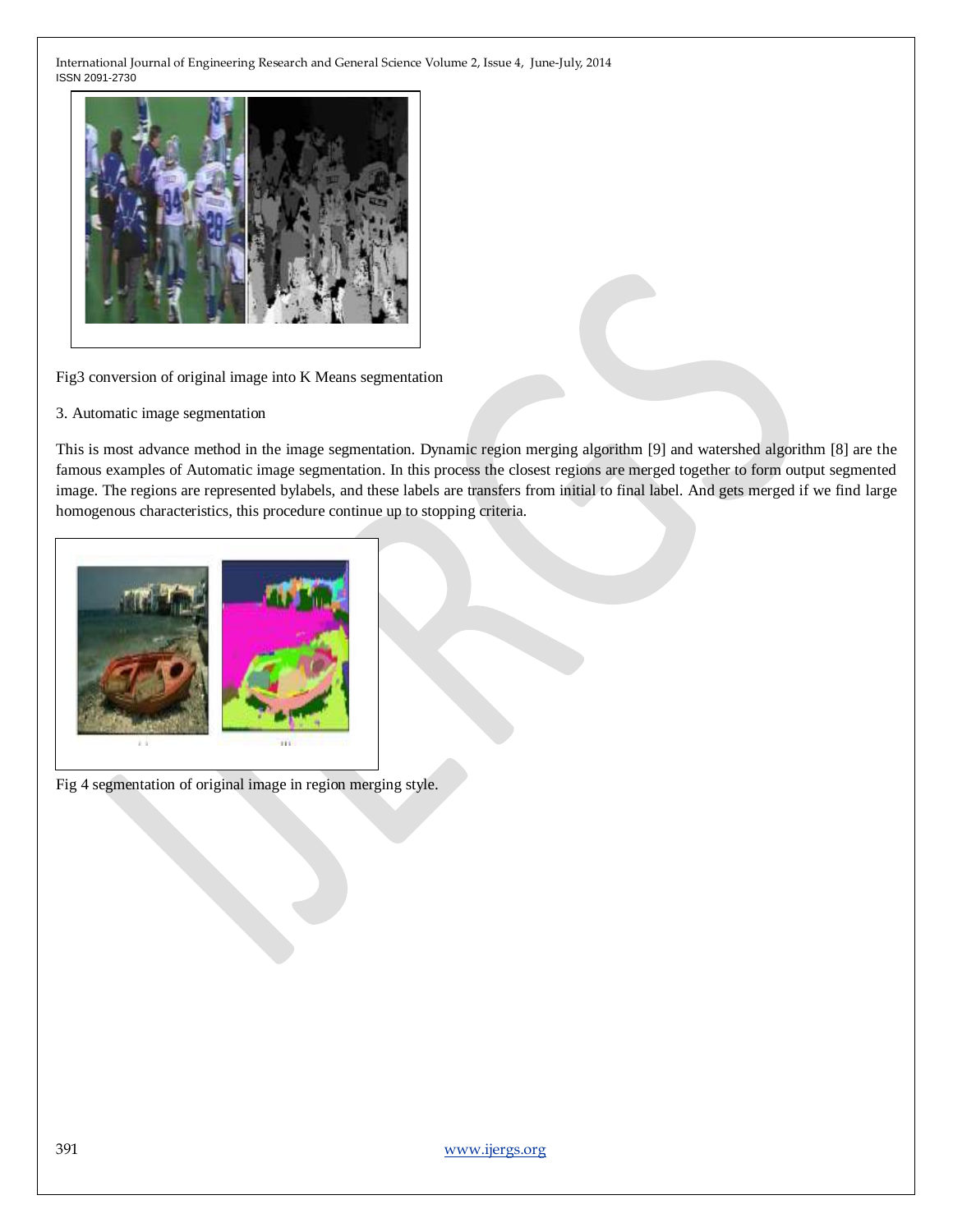Fig3 conversion of original image into K Means segmentation

3. Automatic image segmentation

This is most advance method in the image segmentation. Dynamic region merging algorithm [9] and watershed algorithm [8] are the famous examples of Automatic image segmentation. In this process the closest regions are merged together to form output segmented image. The regions are represented bylabels, and these labels are transfers from initial to final label. And gets merged if we find large homogenous characteristics, this procedure continue up to stopping criteria.

Fig 4 segmentation of original image in region merging style.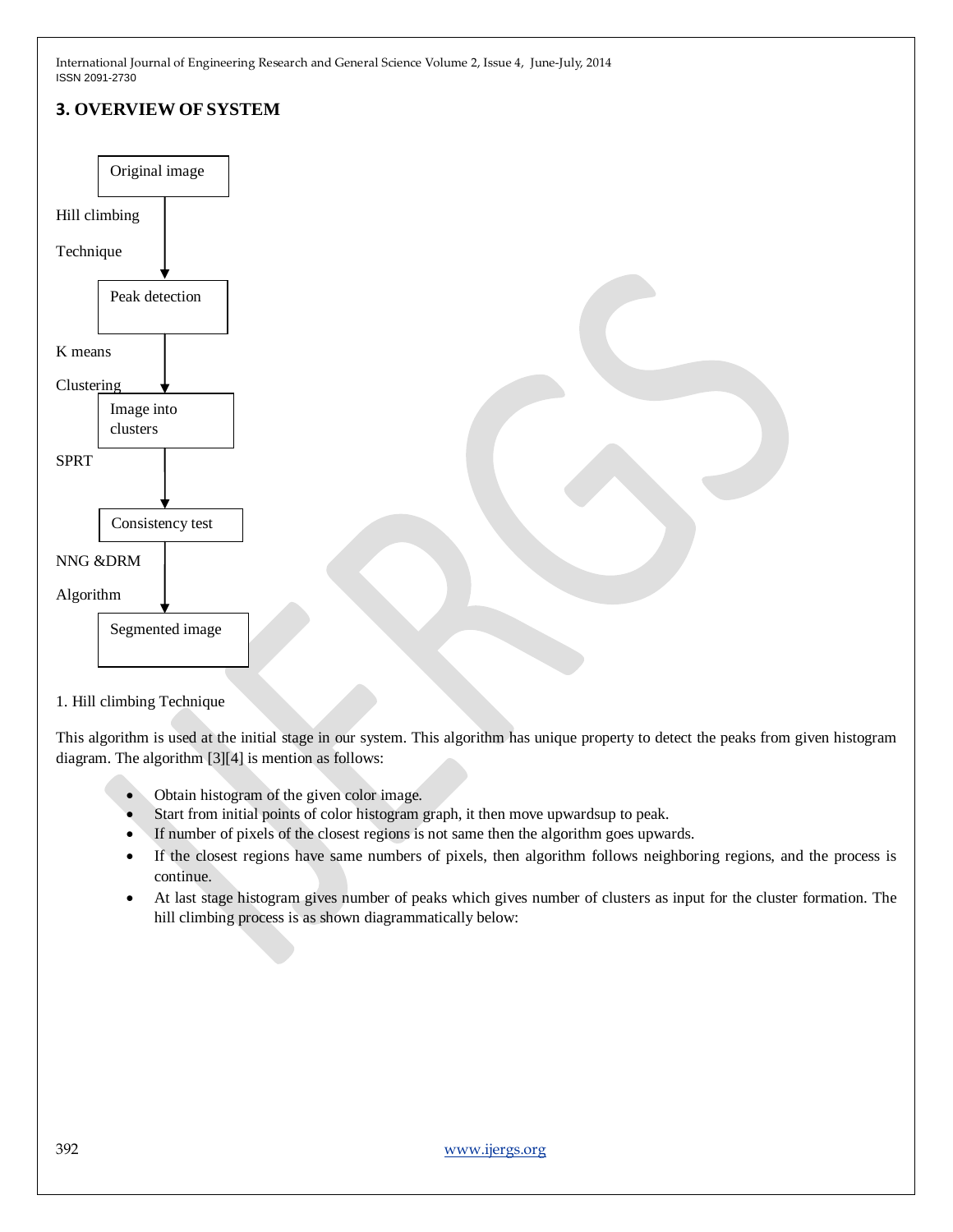## 3. OVERVIEW OF SYSTEM

Original image

↓ Hill climbing Technique

Peak detection

↓ K means Clustering

Image into clusters

↓ SPRT

Consistency test

↓ NNG &DRM Algorithm

Segmented image

1. Hill climbing Technique

This algorithm is used at the initial stage in our system. This algorithm has unique property to detect the peaks from given histogram diagram. The algorithm [3][4] is mention as follows:

- Obtain histogram of the given color image.
- Start from initial points of color histogram graph, it then move upwardsup to peak.
- If number of pixels of the closest regions is not same then the algorithm goes upwards.
- If the closest regions have same numbers of pixels, then algorithm follows neighboring regions, and the process is continue.
- At last stage histogram gives number of peaks which gives number of clusters as input for the cluster formation. The hill climbing process is as shown diagrammatically below: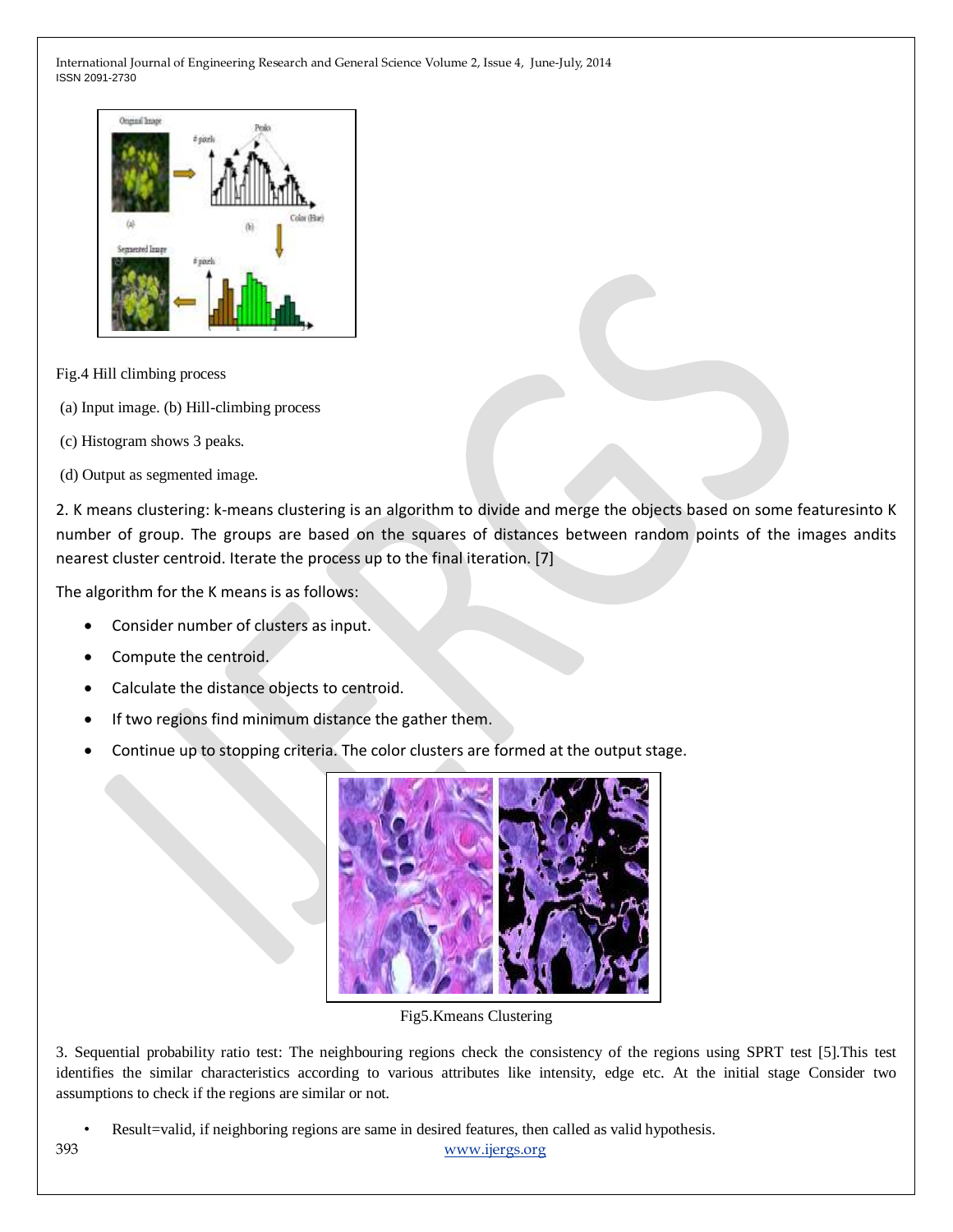Fig.4 Hill climbing process

(a) Input image. (b) Hill-climbing process

(c) Histogram shows 3 peaks.

(d) Output as segmented image.

2. K means clustering: k-means clustering is an algorithm to divide and merge the objects based on some featuresinto K number of group. The groups are based on the squares of distances between random points of the images andits nearest cluster centroid. Iterate the process up to the final iteration. [7]

The algorithm for the K means is as follows:

- Consider number of clusters as input.
- Compute the centroid.
- Calculate the distance objects to centroid.
- If two regions find minimum distance the gather them.
- Continue up to stopping criteria. The color clusters are formed at the output stage.

Fig5.Kmeans Clustering

3. Sequential probability ratio test: The neighbouring regions check the consistency of the regions using SPRT test [5].This test identifies the similar characteristics according to various attributes like intensity, edge etc. At the initial stage Consider two assumptions to check if the regions are similar or not.

- Result=valid, if neighboring regions are same in desired features, then called as valid hypothesis.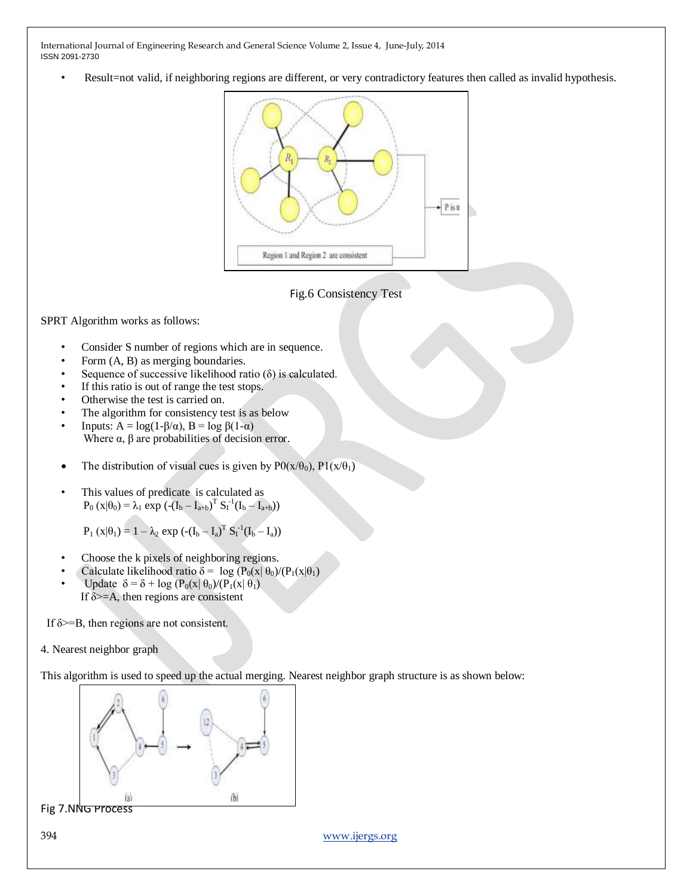- Result=not valid, if neighboring regions are different, or very contradictory features then called as invalid hypothesis.

Fig.6 Consistency Test

SPRT Algorithm works as follows:

- Consider S number of regions which are in sequence.
- Form (A, B) as merging boundaries.
- Sequence of successive likelihood ratio ($\delta$) is calculated.
- If this ratio is out of range the test stops.
- Otherwise the test is carried on.
- The algorithm for consistency test is as below
- Inputs: $A = \log(1-\beta/\alpha)$, $B = \log \beta(1-\alpha)$
  Where $\alpha$, $\beta$ are probabilities of decision error.

- The distribution of visual cues is given by $P0(x/\theta_0)$, $P1(x/\theta_1)$

- This values of predicate is calculated as
  $P_0(x|\theta_0) = \lambda_1 \exp(-(I_b - I_{a+b})^T S_I^{-1}(I_b - I_{a+b}))$

  $P_1(x|\theta_1) = 1 - \lambda_2 \exp(-(I_b - I_a)^T S_I^{-1}(I_b - I_a))$

- Choose the k pixels of neighboring regions.
- Calculate likelihood ratio $\delta = \log(P_0(x|\theta_0)/(P_1(x|\theta_1))$
- Update $\delta = \delta + \log(P_0(x|\theta_0)/(P_1(x|\theta_1))$
  If $\delta$>=A, then regions are consistent

If $\delta$>=B, then regions are not consistent.

4. Nearest neighbor graph

This algorithm is used to speed up the actual merging. Nearest neighbor graph structure is as shown below:

Fig 7.NNG Process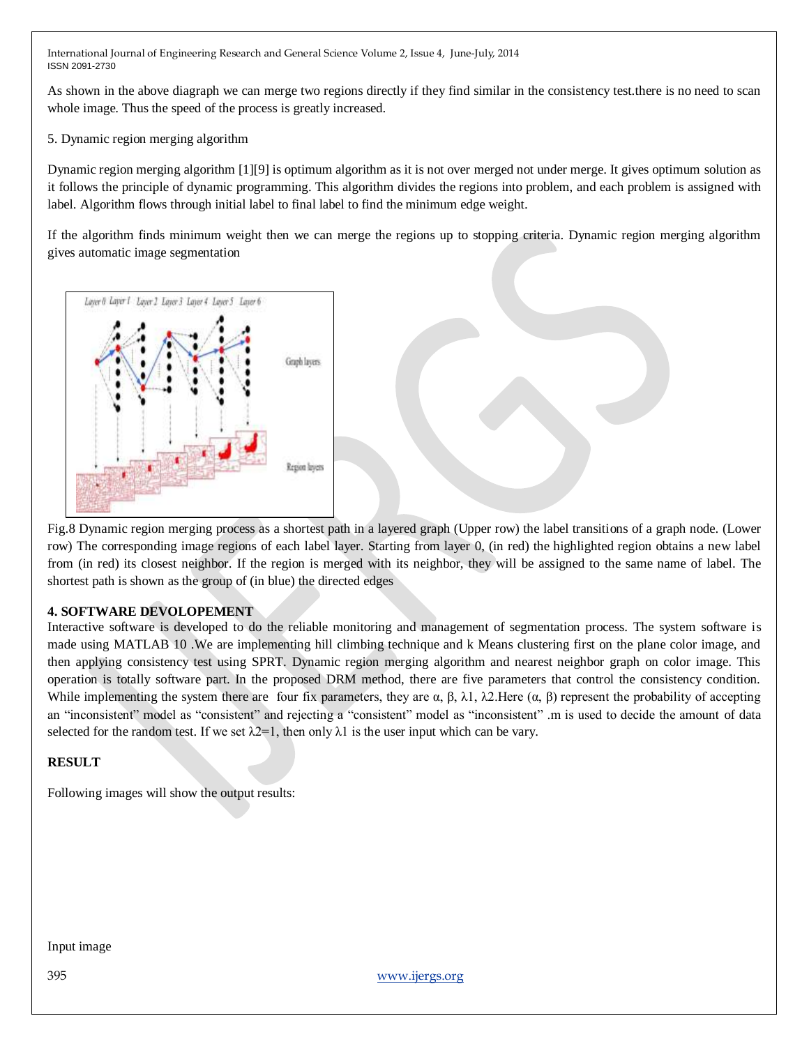As shown in the above diagraph we can merge two regions directly if they find similar in the consistency test.there is no need to scan whole image. Thus the speed of the process is greatly increased.

5. Dynamic region merging algorithm

Dynamic region merging algorithm [1][9] is optimum algorithm as it is not over merged not under merge. It gives optimum solution as it follows the principle of dynamic programming. This algorithm divides the regions into problem, and each problem is assigned with label. Algorithm flows through initial label to final label to find the minimum edge weight.

If the algorithm finds minimum weight then we can merge the regions up to stopping criteria. Dynamic region merging algorithm gives automatic image segmentation

Fig.8 Dynamic region merging process as a shortest path in a layered graph (Upper row) the label transitions of a graph node. (Lower row) The corresponding image regions of each label layer. Starting from layer 0, (in red) the highlighted region obtains a new label from (in red) its closest neighbor. If the region is merged with its neighbor, they will be assigned to the same name of label. The shortest path is shown as the group of (in blue) the directed edges

**4. SOFTWARE DEVOLOPEMENT**

Interactive software is developed to do the reliable monitoring and management of segmentation process. The system software is made using MATLAB 10 .We are implementing hill climbing technique and k Means clustering first on the plane color image, and then applying consistency test using SPRT. Dynamic region merging algorithm and nearest neighbor graph on color image. This operation is totally software part. In the proposed DRM method, there are five parameters that control the consistency condition. While implementing the system there are four fix parameters, they are $\alpha$, $\beta$, $\lambda1$, $\lambda2$.Here ($\alpha$, $\beta$) represent the probability of accepting an "inconsistent" model as "consistent" and rejecting a "consistent" model as "inconsistent" .m is used to decide the amount of data selected for the random test. If we set $\lambda2=1$, then only $\lambda1$ is the user input which can be vary.

**RESULT**

Following images will show the output results:

Input image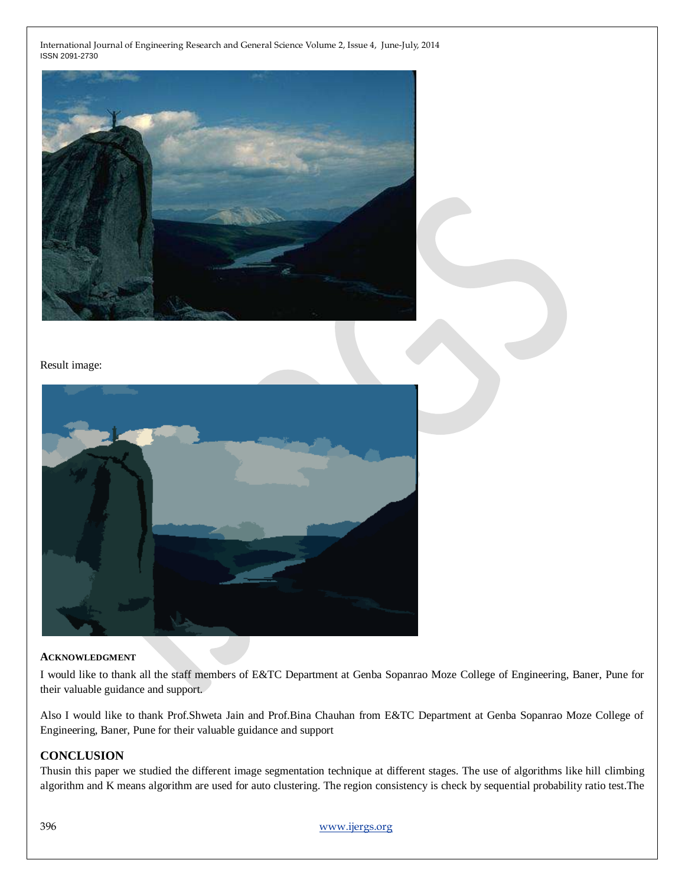Result image:

**ACKNOWLEDGMENT**

I would like to thank all the staff members of E&TC Department at Genba Sopanrao Moze College of Engineering, Baner, Pune for their valuable guidance and support.

Also I would like to thank Prof.Shweta Jain and Prof.Bina Chauhan from E&TC Department at Genba Sopanrao Moze College of Engineering, Baner, Pune for their valuable guidance and support

## CONCLUSION

Thusin this paper we studied the different image segmentation technique at different stages. The use of algorithms like hill climbing algorithm and K means algorithm are used for auto clustering. The region consistency is check by sequential probability ratio test.The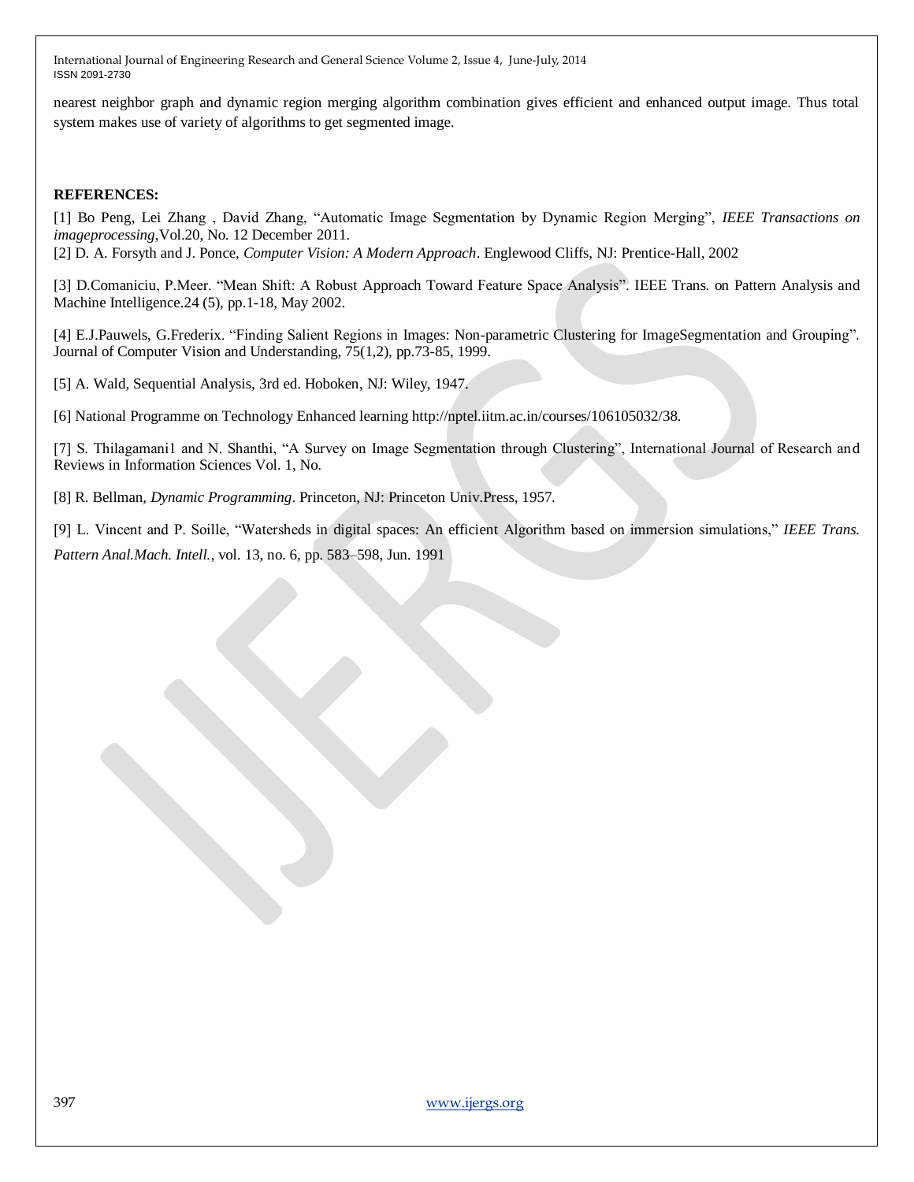nearest neighbor graph and dynamic region merging algorithm combination gives efficient and enhanced output image. Thus total system makes use of variety of algorithms to get segmented image.

**REFERENCES:**

[1] Bo Peng, Lei Zhang , David Zhang, "Automatic Image Segmentation by Dynamic Region Merging", *IEEE Transactions on imageprocessing*,Vol.20, No. 12 December 2011.

[2] D. A. Forsyth and J. Ponce, *Computer Vision: A Modern Approach*. Englewood Cliffs, NJ: Prentice-Hall, 2002

[3] D.Comaniciu, P.Meer. "Mean Shift: A Robust Approach Toward Feature Space Analysis". IEEE Trans. on Pattern Analysis and Machine Intelligence.24 (5), pp.1-18, May 2002.

[4] E.J.Pauwels, G.Frederix. "Finding Salient Regions in Images: Non-parametric Clustering for ImageSegmentation and Grouping". Journal of Computer Vision and Understanding, 75(1,2), pp.73-85, 1999.

[5] A. Wald, Sequential Analysis, 3rd ed. Hoboken, NJ: Wiley, 1947.

[6] National Programme on Technology Enhanced learning http://nptel.iitm.ac.in/courses/106105032/38.

[7] S. Thilagamani1 and N. Shanthi, "A Survey on Image Segmentation through Clustering", International Journal of Research and Reviews in Information Sciences Vol. 1, No.

[8] R. Bellman, *Dynamic Programming*. Princeton, NJ: Princeton Univ.Press, 1957.

[9] L. Vincent and P. Soille, "Watersheds in digital spaces: An efficient Algorithm based on immersion simulations," *IEEE Trans. Pattern Anal.Mach. Intell.*, vol. 13, no. 6, pp. 583–598, Jun. 1991